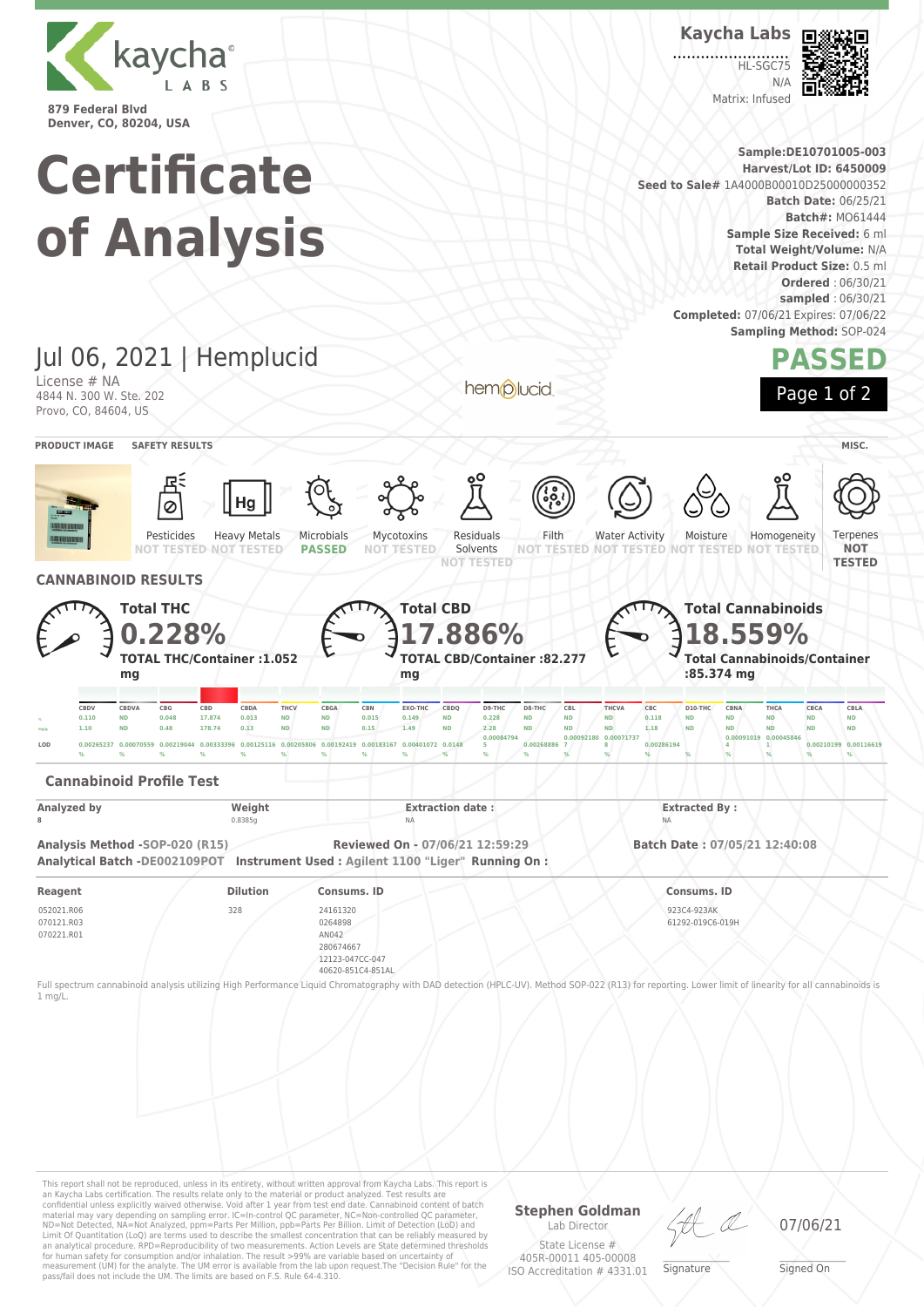kaycha LABS

879 Federal Blvd
Denver, CO, 80204, USA

**Kaycha Labs**

HL-SGC75
N/A
Matrix: Infused

# Certificate of Analysis

**Sample:DE10701005-003**
**Harvest/Lot ID: 6450009**
**Seed to Sale#** 1A4000B00010D25000000352
**Batch Date:** 06/25/21
**Batch#:** MO61444
**Sample Size Received:** 6 ml
**Total Weight/Volume:** N/A
**Retail Product Size:** 0.5 ml
**Ordered** : 06/30/21
**sampled** : 06/30/21
**Completed:** 07/06/21 **Expires:** 07/06/22
**Sampling Method:** SOP-024

## Jul 06, 2021 | Hemplucid

License # NA
4844 N. 300 W. Ste. 202
Provo, CO, 84604, US

hemplucid

**PASSED**

**PRODUCT IMAGE** **SAFETY RESULTS** **MISC.**

| Pesticides | Heavy Metals | Microbials | Mycotoxins | Residuals Solvents | Filth | Water Activity | Moisture | Homogeneity | Terpenes |
|---|---|---|---|---|---|---|---|---|---|
| NOT TESTED | NOT TESTED | PASSED | NOT TESTED | NOT TESTED | NOT TESTED | NOT TESTED | NOT TESTED | NOT TESTED | NOT TESTED |

## CANNABINOID RESULTS

**Total THC**
**0.228%**
**TOTAL THC/Container :1.052 mg**

**Total CBD**
**17.886%**
**TOTAL CBD/Container :82.277 mg**

**Total Cannabinoids**
**18.559%**
**Total Cannabinoids/Container :85.374 mg**

| | CBDV | CBDVA | CBG | CBD | CBDA | THCV | CBGA | CBN | EXO-THC | CBDQ | D9-THC | D8-THC | CBL | THCVA | CBC | D10-THC | CBNA | THCA | CBCA | CBLA |
|---|---|---|---|---|---|---|---|---|---|---|---|---|---|---|---|---|---|---|---|---|
| % | 0.110 | ND | 0.048 | 17.874 | 0.013 | ND | ND | 0.015 | 0.149 | ND | 0.228 | ND | ND | ND | 0.118 | ND | ND | ND | ND | ND |
| mg/g | 1.10 | ND | 0.48 | 178.74 | 0.13 | ND | ND | 0.15 | 1.49 | ND | 2.28 | ND | ND | ND | 1.18 | ND | ND | ND | ND | ND |
| LOD | 0.00265237 % | 0.00070559 % | 0.00219044 % | 0.00333396 % | 0.00125116 % | 0.00205806 % | 0.00192419 % | 0.00183167 % | 0.00401072 % | 0.0148 % | 0.00084794 5 % | 0.00268886 % | 0.00092180 7 % | 0.00071737 8 % | 0.00286194 % | % | 0.00091019 4 % | 0.00045846 1 % | 0.00210199 % | 0.00116619 % |

### Cannabinoid Profile Test

| Analyzed by | Weight | Extraction date : | Extracted By : |
|---|---|---|---|
| 8 | 0.8385g | NA | NA |

**Analysis Method** -SOP-020 (R15) **Reviewed On** - 07/06/21 12:59:29 **Batch Date :** 07/05/21 12:40:08
**Analytical Batch** -DE002109POT **Instrument Used :** Agilent 1100 "Liger" **Running On :**

| Reagent | Dilution | Consums. ID | Consums. ID |
|---|---|---|---|
| 052021.R06<br>070121.R03<br>070221.R01 | 328 | 24161320<br>0264898<br>AN042<br>280674667<br>12123-047CC-047<br>40620-851C4-851AL | 923C4-923AK<br>61292-019C6-019H |

Full spectrum cannabinoid analysis utilizing High Performance Liquid Chromatography with DAD detection (HPLC-UV). Method SOP-022 (R13) for reporting. Lower limit of linearity for all cannabinoids is 1 mg/L.

This report shall not be reproduced, unless in its entirety, without written approval from Kaycha Labs. This report is an Kaycha Labs certification. The results relate only to the material or product analyzed. Test results are confidential unless explicitly waived otherwise. Void after 1 year from test end date. Cannabinoid content of batch material may vary depending on sampling error. IC=In-control QC parameter, NC=Non-controlled QC parameter, ND=Not Detected, NA=Not Analyzed, ppm=Parts Per Million, ppb=Parts Per Billion. Limit of Detection (LoD) and Limit Of Quantitation (LoQ) are terms used to describe the smallest concentration that can be reliably measured by an analytical procedure. RPD=Reproducibility of two measurements. Action Levels are State determined thresholds for human safety for consumption and/or inhalation. The result >99% are variable based on uncertainty of measurement (UM) for the analyte. The UM error is available from the lab upon request.The "Decision Rule" for the pass/fail does not include the UM. The limits are based on F.S. Rule 64-4.310.

**Stephen Goldman**
Lab Director
State License #
405R-00011 405-00008
ISO Accreditation # 4331.01

Signature

07/06/21
Signed On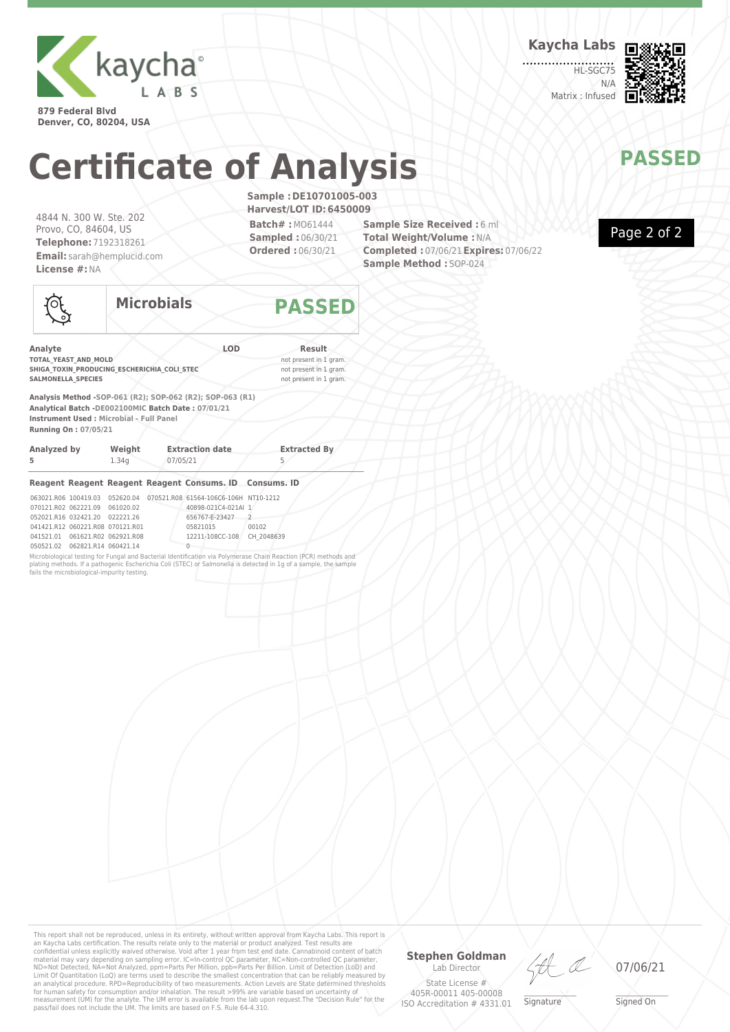879 Federal Blvd
Denver, CO, 80204, USA

**Kaycha Labs**

HL-SGC75
N/A
Matrix : Infused

# Certificate of Analysis

**PASSED**

4844 N. 300 W. Ste. 202
Provo, CO, 84604, US
**Telephone:** 7192318261
**Email:** sarah@hemplucid.com
**License #:** NA

**Sample : DE10701005-003**
**Harvest/LOT ID: 6450009**
**Batch# :** MO61444
**Sampled :** 06/30/21
**Ordered :** 06/30/21

**Sample Size Received :** 6 ml
**Total Weight/Volume :** N/A
**Completed :** 07/06/21 **Expires:** 07/06/22
**Sample Method :** SOP-024

## Microbials **PASSED**

| Analyte | LOD | Result |
|---|---|---|
| TOTAL_YEAST_AND_MOLD | | not present in 1 gram. |
| SHIGA_TOXIN_PRODUCING_ESCHERICHIA_COLI_STEC | | not present in 1 gram. |
| SALMONELLA_SPECIES | | not present in 1 gram. |

**Analysis Method -SOP-061 (R2); SOP-062 (R2); SOP-063 (R1)**
**Analytical Batch -DE002100MIC Batch Date : 07/01/21**
**Instrument Used : Microbial - Full Panel**
**Running On : 07/05/21**

| Analyzed by | Weight | Extraction date | Extracted By |
|---|---|---|---|
| 5 | 1.34g | 07/05/21 | 5 |

| Reagent | Reagent | Reagent | Reagent | Consums. ID | Consums. ID |
|---|---|---|---|---|---|
| 063021.R06 | 100419.03 | 052620.04 | 070521.R08 | 61564-106C6-106H | NT10-1212 |
| 070121.R02 | 062221.09 | 061020.02 | | 40898-021C4-021AI | 1 |
| 052021.R16 | 032421.20 | 022221.26 | | 656767-E-23427 | 2 |
| 041421.R12 | 060221.R08 | 070121.R01 | | 05821015 | 00102 |
| 041521.01 | 061621.R02 | 062921.R08 | | 12211-108CC-108 | CH_2048639 |
| 050521.02 | 062821.R14 | 060421.14 | | 0 | |

Microbiological testing for Fungal and Bacterial Identification via Polymerase Chain Reaction (PCR) methods and plating methods. If a pathogenic Escherichia Coli (STEC) or Salmonella is detected in 1g of a sample, the sample fails the microbiological-impurity testing.

This report shall not be reproduced, unless in its entirety, without written approval from Kaycha Labs. This report is an Kaycha Labs certification. The results relate only to the material or product analyzed. Test results are confidential unless explicitly waived otherwise. Void after 1 year from test end date. Cannabinoid content of batch material may vary depending on sampling error. IC=In-control QC parameter, NC=Non-controlled QC parameter, ND=Not Detected, NA=Not Analyzed, ppm=Parts Per Million, ppb=Parts Per Billion. Limit of Detection (LoD) and Limit Of Quantitation (LoQ) are terms used to describe the smallest concentration that can be reliably measured by an analytical procedure. RPD=Reproducibility of two measurements. Action Levels are State determined thresholds for human safety for consumption and/or inhalation. The result >99% are variable based on uncertainty of measurement (UM) for the analyte. The UM error is available from the lab upon request.The "Decision Rule" for the pass/fail does not include the UM. The limits are based on F.S. Rule 64-4.310.

**Stephen Goldman**
Lab Director
State License #
405R-00011 405-00008
ISO Accreditation # 4331.01

Signature

07/06/21
Signed On